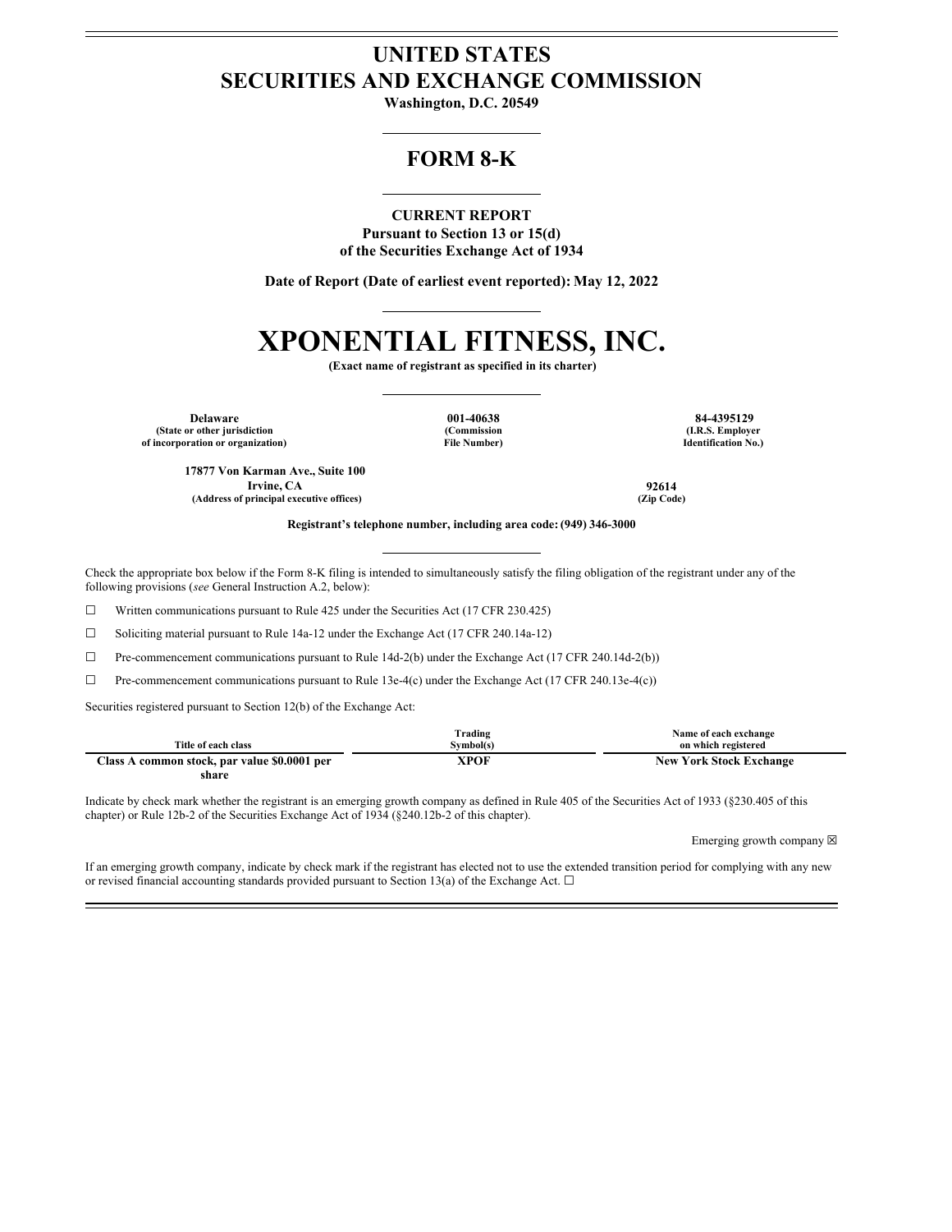# UNITED STATES
# SECURITIES AND EXCHANGE COMMISSION

**Washington, D.C. 20549**

## FORM 8-K

**CURRENT REPORT**
**Pursuant to Section 13 or 15(d)**
**of the Securities Exchange Act of 1934**

**Date of Report (Date of earliest event reported): May 12, 2022**

# XPONENTIAL FITNESS, INC.

**(Exact name of registrant as specified in its charter)**

| Delaware | 001-40638 | 84-4395129 |
|---|---|---|
| (State or other jurisdiction of incorporation or organization) | (Commission File Number) | (I.R.S. Employer Identification No.) |

| 17877 Von Karman Ave., Suite 100 Irvine, CA | 92614 |
|---|---|
| (Address of principal executive offices) | (Zip Code) |

**Registrant's telephone number, including area code: (949) 346-3000**

Check the appropriate box below if the Form 8-K filing is intended to simultaneously satisfy the filing obligation of the registrant under any of the following provisions (*see* General Instruction A.2, below):

☐ Written communications pursuant to Rule 425 under the Securities Act (17 CFR 230.425)

☐ Soliciting material pursuant to Rule 14a-12 under the Exchange Act (17 CFR 240.14a-12)

☐ Pre-commencement communications pursuant to Rule 14d-2(b) under the Exchange Act (17 CFR 240.14d-2(b))

☐ Pre-commencement communications pursuant to Rule 13e-4(c) under the Exchange Act (17 CFR 240.13e-4(c))

Securities registered pursuant to Section 12(b) of the Exchange Act:

| Title of each class | Trading Symbol(s) | Name of each exchange on which registered |
|---|---|---|
| **Class A common stock, par value $0.0001 per share** | **XPOF** | **New York Stock Exchange** |

Indicate by check mark whether the registrant is an emerging growth company as defined in Rule 405 of the Securities Act of 1933 (§230.405 of this chapter) or Rule 12b-2 of the Securities Exchange Act of 1934 (§240.12b-2 of this chapter).

Emerging growth company ☒

If an emerging growth company, indicate by check mark if the registrant has elected not to use the extended transition period for complying with any new or revised financial accounting standards provided pursuant to Section 13(a) of the Exchange Act. ☐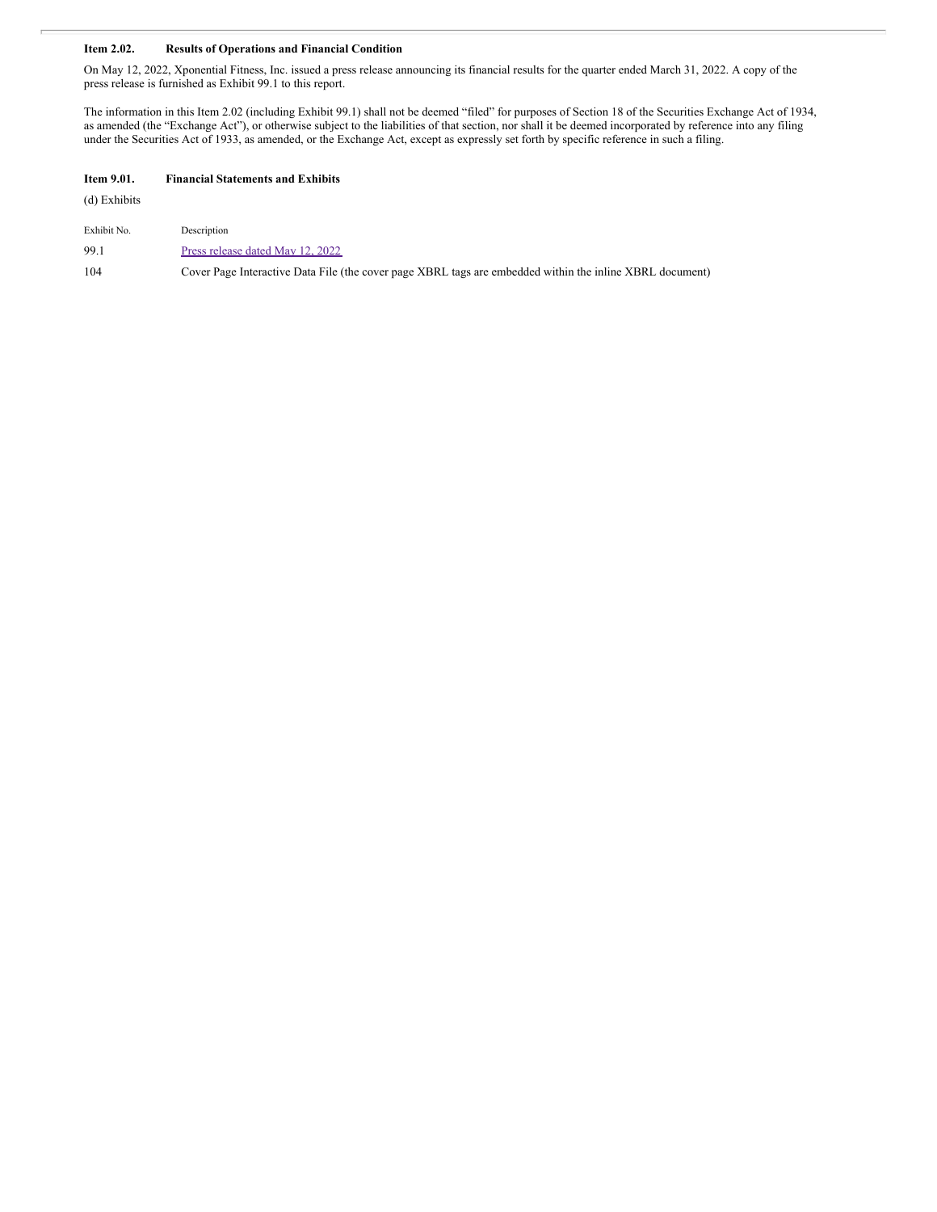**Item 2.02. Results of Operations and Financial Condition**

On May 12, 2022, Xponential Fitness, Inc. issued a press release announcing its financial results for the quarter ended March 31, 2022. A copy of the press release is furnished as Exhibit 99.1 to this report.

The information in this Item 2.02 (including Exhibit 99.1) shall not be deemed "filed" for purposes of Section 18 of the Securities Exchange Act of 1934, as amended (the "Exchange Act"), or otherwise subject to the liabilities of that section, nor shall it be deemed incorporated by reference into any filing under the Securities Act of 1933, as amended, or the Exchange Act, except as expressly set forth by specific reference in such a filing.

**Item 9.01. Financial Statements and Exhibits**

(d) Exhibits

| Exhibit No. | Description |
| --- | --- |
| 99.1 | Press release dated May 12, 2022 |
| 104 | Cover Page Interactive Data File (the cover page XBRL tags are embedded within the inline XBRL document) |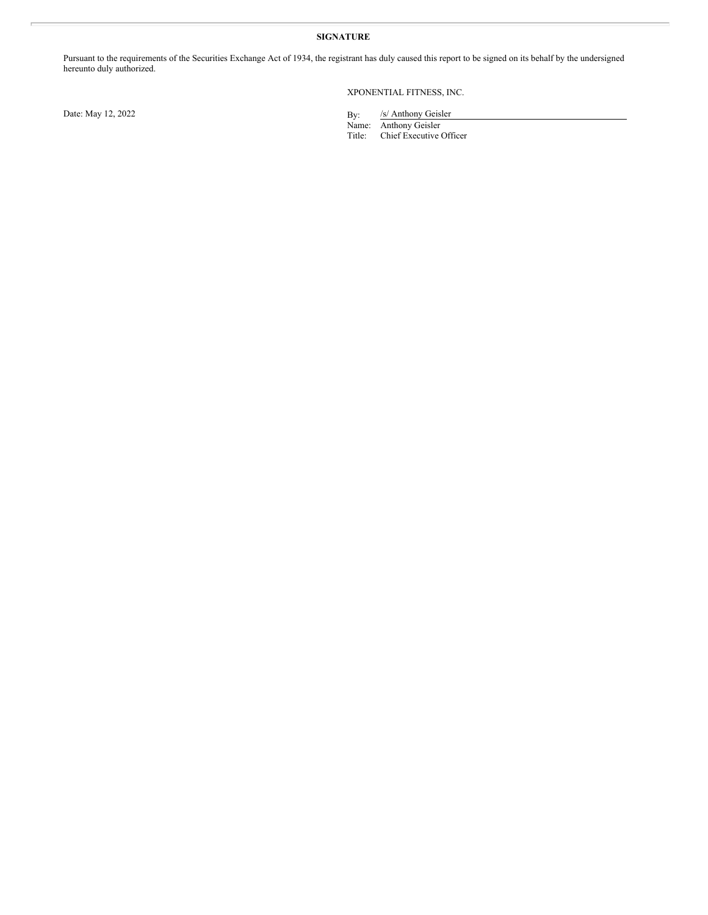**SIGNATURE**

Pursuant to the requirements of the Securities Exchange Act of 1934, the registrant has duly caused this report to be signed on its behalf by the undersigned hereunto duly authorized.

XPONENTIAL FITNESS, INC.

Date: May 12, 2022

By: /s/ Anthony Geisler
Name: Anthony Geisler
Title: Chief Executive Officer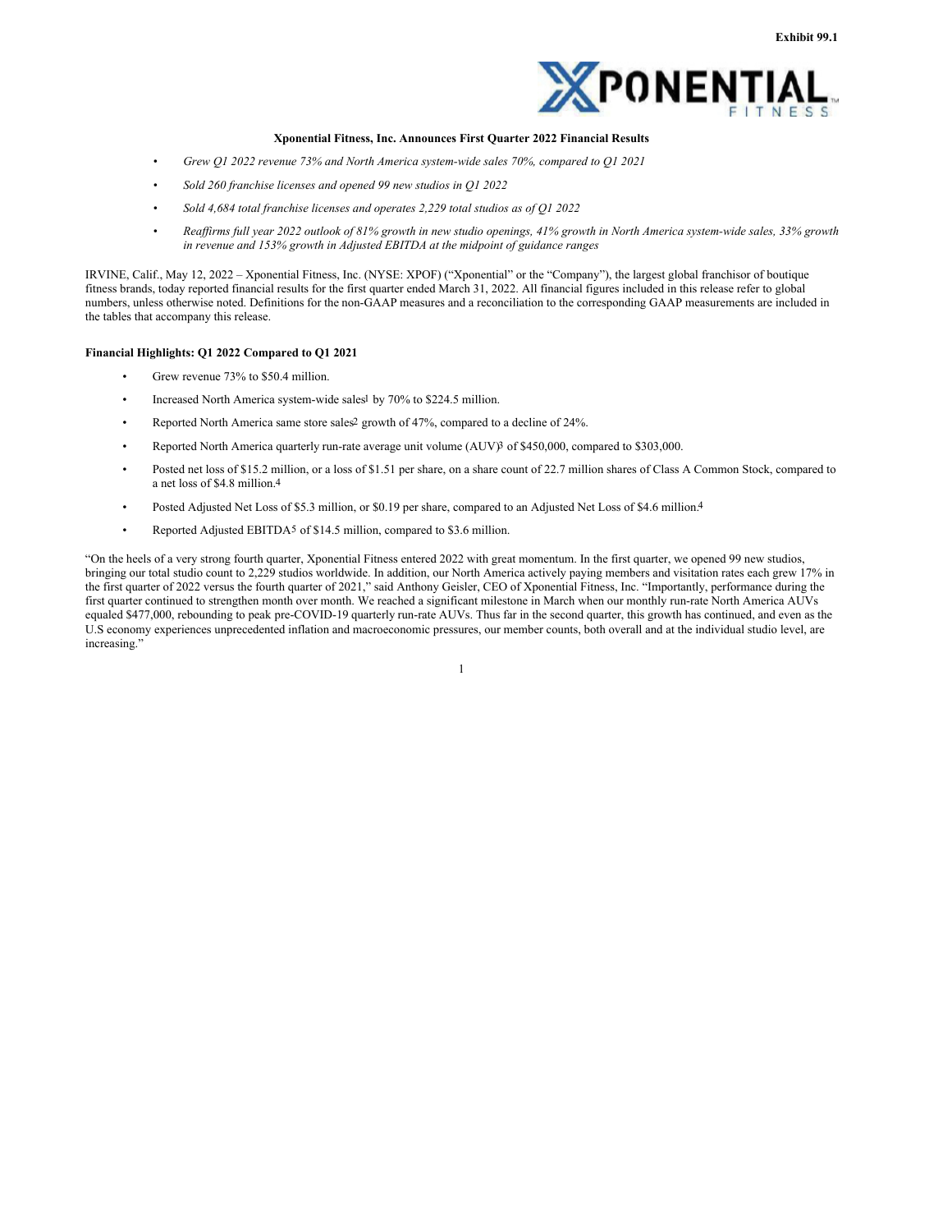Exhibit 99.1

**Xponential Fitness, Inc. Announces First Quarter 2022 Financial Results**

- *Grew Q1 2022 revenue 73% and North America system-wide sales 70%, compared to Q1 2021*
- *Sold 260 franchise licenses and opened 99 new studios in Q1 2022*
- *Sold 4,684 total franchise licenses and operates 2,229 total studios as of Q1 2022*
- *Reaffirms full year 2022 outlook of 81% growth in new studio openings, 41% growth in North America system-wide sales, 33% growth in revenue and 153% growth in Adjusted EBITDA at the midpoint of guidance ranges*

IRVINE, Calif., May 12, 2022 – Xponential Fitness, Inc. (NYSE: XPOF) ("Xponential" or the "Company"), the largest global franchisor of boutique fitness brands, today reported financial results for the first quarter ended March 31, 2022. All financial figures included in this release refer to global numbers, unless otherwise noted. Definitions for the non-GAAP measures and a reconciliation to the corresponding GAAP measurements are included in the tables that accompany this release.

**Financial Highlights: Q1 2022 Compared to Q1 2021**

- Grew revenue 73% to $50.4 million.
- Increased North America system-wide sales[1] by 70% to $224.5 million.
- Reported North America same store sales[2] growth of 47%, compared to a decline of 24%.
- Reported North America quarterly run-rate average unit volume (AUV)[3] of $450,000, compared to $303,000.
- Posted net loss of $15.2 million, or a loss of $1.51 per share, on a share count of 22.7 million shares of Class A Common Stock, compared to a net loss of $4.8 million.[4]
- Posted Adjusted Net Loss of $5.3 million, or $0.19 per share, compared to an Adjusted Net Loss of $4.6 million.[4]
- Reported Adjusted EBITDA[5] of $14.5 million, compared to $3.6 million.

"On the heels of a very strong fourth quarter, Xponential Fitness entered 2022 with great momentum. In the first quarter, we opened 99 new studios, bringing our total studio count to 2,229 studios worldwide. In addition, our North America actively paying members and visitation rates each grew 17% in the first quarter of 2022 versus the fourth quarter of 2021," said Anthony Geisler, CEO of Xponential Fitness, Inc. "Importantly, performance during the first quarter continued to strengthen month over month. We reached a significant milestone in March when our monthly run-rate North America AUVs equaled $477,000, rebounding to peak pre-COVID-19 quarterly run-rate AUVs. Thus far in the second quarter, this growth has continued, and even as the U.S economy experiences unprecedented inflation and macroeconomic pressures, our member counts, both overall and at the individual studio level, are increasing."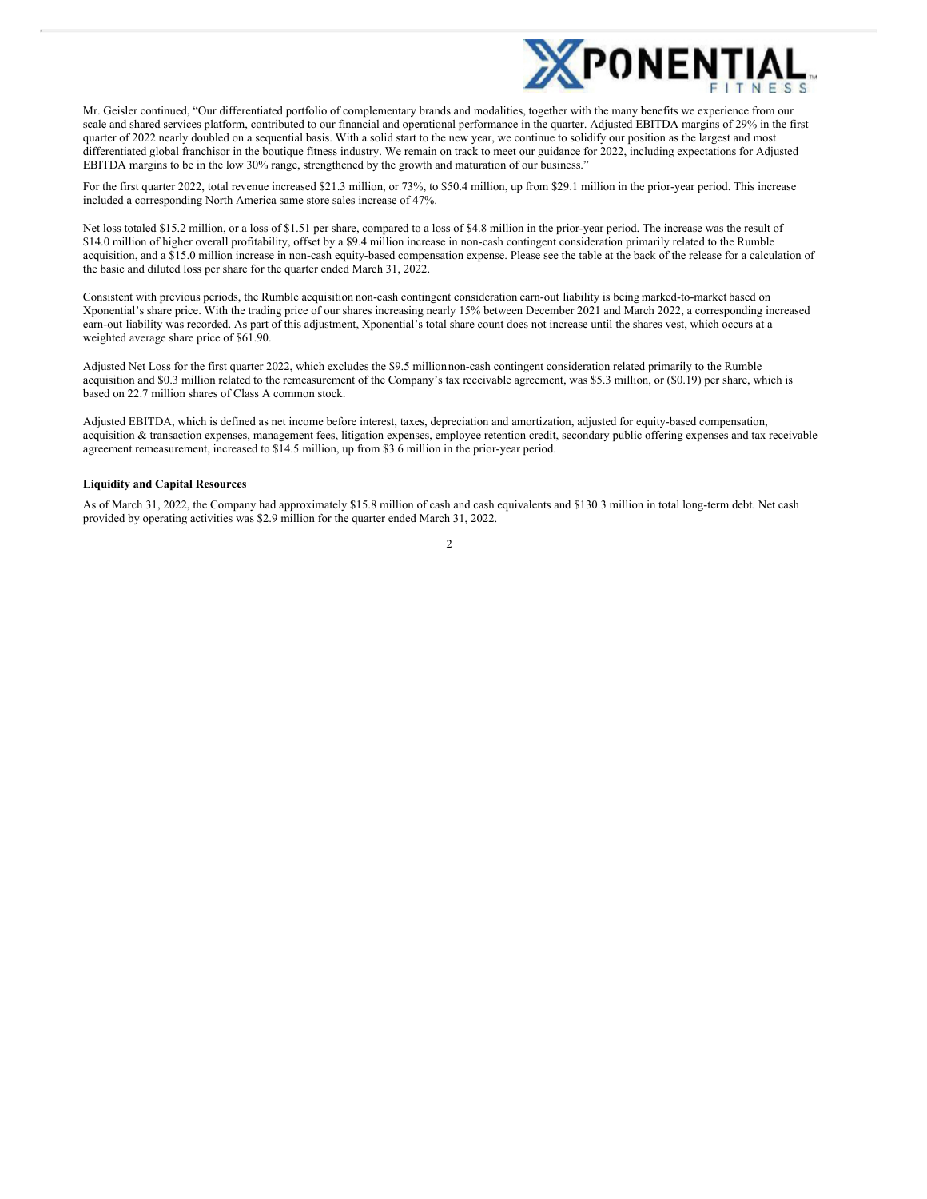Mr. Geisler continued, "Our differentiated portfolio of complementary brands and modalities, together with the many benefits we experience from our scale and shared services platform, contributed to our financial and operational performance in the quarter. Adjusted EBITDA margins of 29% in the first quarter of 2022 nearly doubled on a sequential basis. With a solid start to the new year, we continue to solidify our position as the largest and most differentiated global franchisor in the boutique fitness industry. We remain on track to meet our guidance for 2022, including expectations for Adjusted EBITDA margins to be in the low 30% range, strengthened by the growth and maturation of our business."

For the first quarter 2022, total revenue increased $21.3 million, or 73%, to $50.4 million, up from $29.1 million in the prior-year period. This increase included a corresponding North America same store sales increase of 47%.

Net loss totaled $15.2 million, or a loss of $1.51 per share, compared to a loss of $4.8 million in the prior-year period. The increase was the result of $14.0 million of higher overall profitability, offset by a $9.4 million increase in non-cash contingent consideration primarily related to the Rumble acquisition, and a $15.0 million increase in non-cash equity-based compensation expense. Please see the table at the back of the release for a calculation of the basic and diluted loss per share for the quarter ended March 31, 2022.

Consistent with previous periods, the Rumble acquisition non-cash contingent consideration earn-out liability is being marked-to-market based on Xponential's share price. With the trading price of our shares increasing nearly 15% between December 2021 and March 2022, a corresponding increased earn-out liability was recorded. As part of this adjustment, Xponential's total share count does not increase until the shares vest, which occurs at a weighted average share price of $61.90.

Adjusted Net Loss for the first quarter 2022, which excludes the $9.5 million non-cash contingent consideration related primarily to the Rumble acquisition and $0.3 million related to the remeasurement of the Company's tax receivable agreement, was $5.3 million, or ($0.19) per share, which is based on 22.7 million shares of Class A common stock.

Adjusted EBITDA, which is defined as net income before interest, taxes, depreciation and amortization, adjusted for equity-based compensation, acquisition & transaction expenses, management fees, litigation expenses, employee retention credit, secondary public offering expenses and tax receivable agreement remeasurement, increased to $14.5 million, up from $3.6 million in the prior-year period.

**Liquidity and Capital Resources**

As of March 31, 2022, the Company had approximately $15.8 million of cash and cash equivalents and $130.3 million in total long-term debt. Net cash provided by operating activities was $2.9 million for the quarter ended March 31, 2022.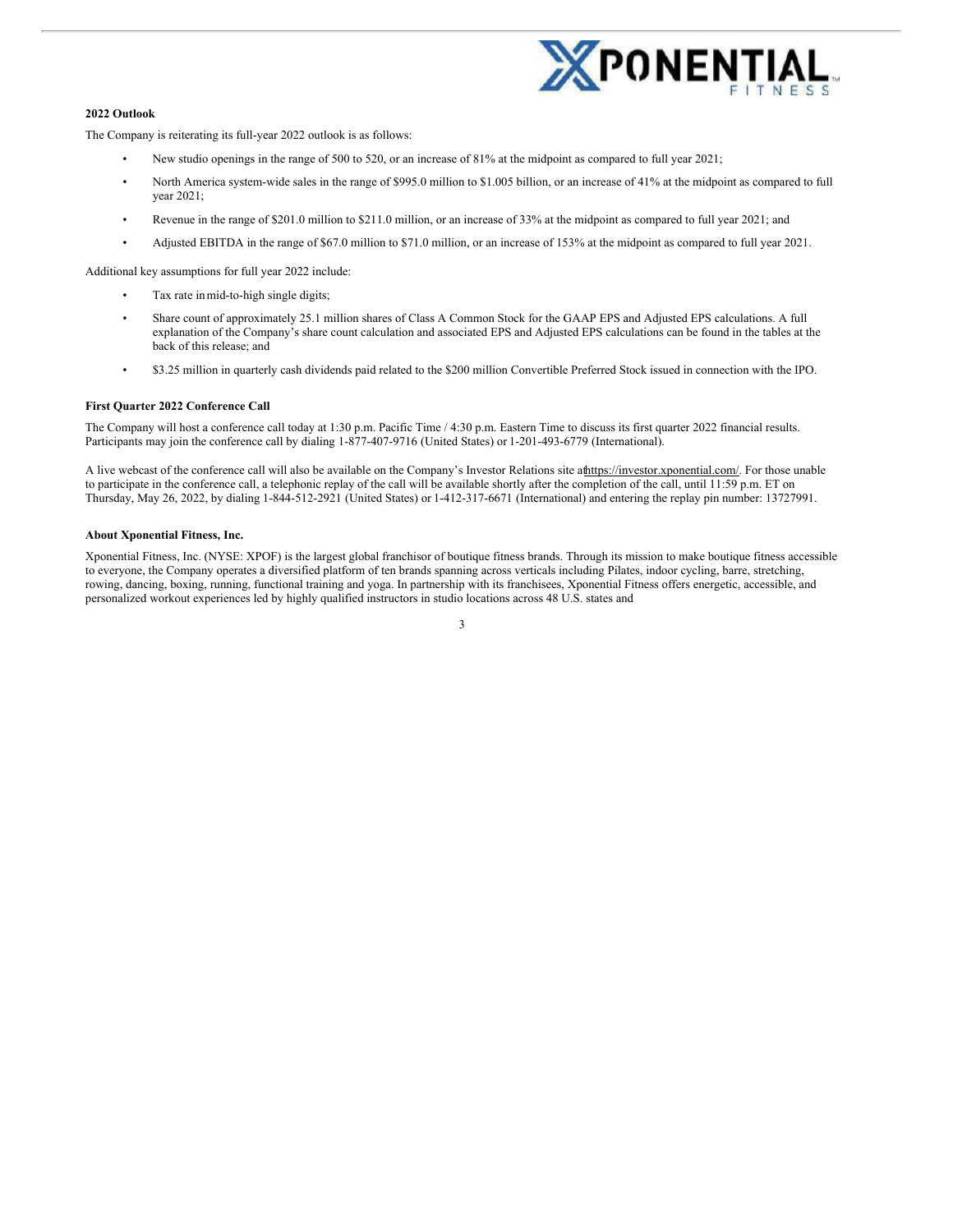**2022 Outlook**

The Company is reiterating its full-year 2022 outlook is as follows:

- New studio openings in the range of 500 to 520, or an increase of 81% at the midpoint as compared to full year 2021;
- North America system-wide sales in the range of $995.0 million to $1.005 billion, or an increase of 41% at the midpoint as compared to full year 2021;
- Revenue in the range of $201.0 million to $211.0 million, or an increase of 33% at the midpoint as compared to full year 2021; and
- Adjusted EBITDA in the range of $67.0 million to $71.0 million, or an increase of 153% at the midpoint as compared to full year 2021.

Additional key assumptions for full year 2022 include:

- Tax rate in mid-to-high single digits;
- Share count of approximately 25.1 million shares of Class A Common Stock for the GAAP EPS and Adjusted EPS calculations. A full explanation of the Company's share count calculation and associated EPS and Adjusted EPS calculations can be found in the tables at the back of this release; and
- $3.25 million in quarterly cash dividends paid related to the $200 million Convertible Preferred Stock issued in connection with the IPO.

**First Quarter 2022 Conference Call**

The Company will host a conference call today at 1:30 p.m. Pacific Time / 4:30 p.m. Eastern Time to discuss its first quarter 2022 financial results. Participants may join the conference call by dialing 1-877-407-9716 (United States) or 1-201-493-6779 (International).

A live webcast of the conference call will also be available on the Company's Investor Relations site at https://investor.xponential.com/. For those unable to participate in the conference call, a telephonic replay of the call will be available shortly after the completion of the call, until 11:59 p.m. ET on Thursday, May 26, 2022, by dialing 1-844-512-2921 (United States) or 1-412-317-6671 (International) and entering the replay pin number: 13727991.

**About Xponential Fitness, Inc.**

Xponential Fitness, Inc. (NYSE: XPOF) is the largest global franchisor of boutique fitness brands. Through its mission to make boutique fitness accessible to everyone, the Company operates a diversified platform of ten brands spanning across verticals including Pilates, indoor cycling, barre, stretching, rowing, dancing, boxing, running, functional training and yoga. In partnership with its franchisees, Xponential Fitness offers energetic, accessible, and personalized workout experiences led by highly qualified instructors in studio locations across 48 U.S. states and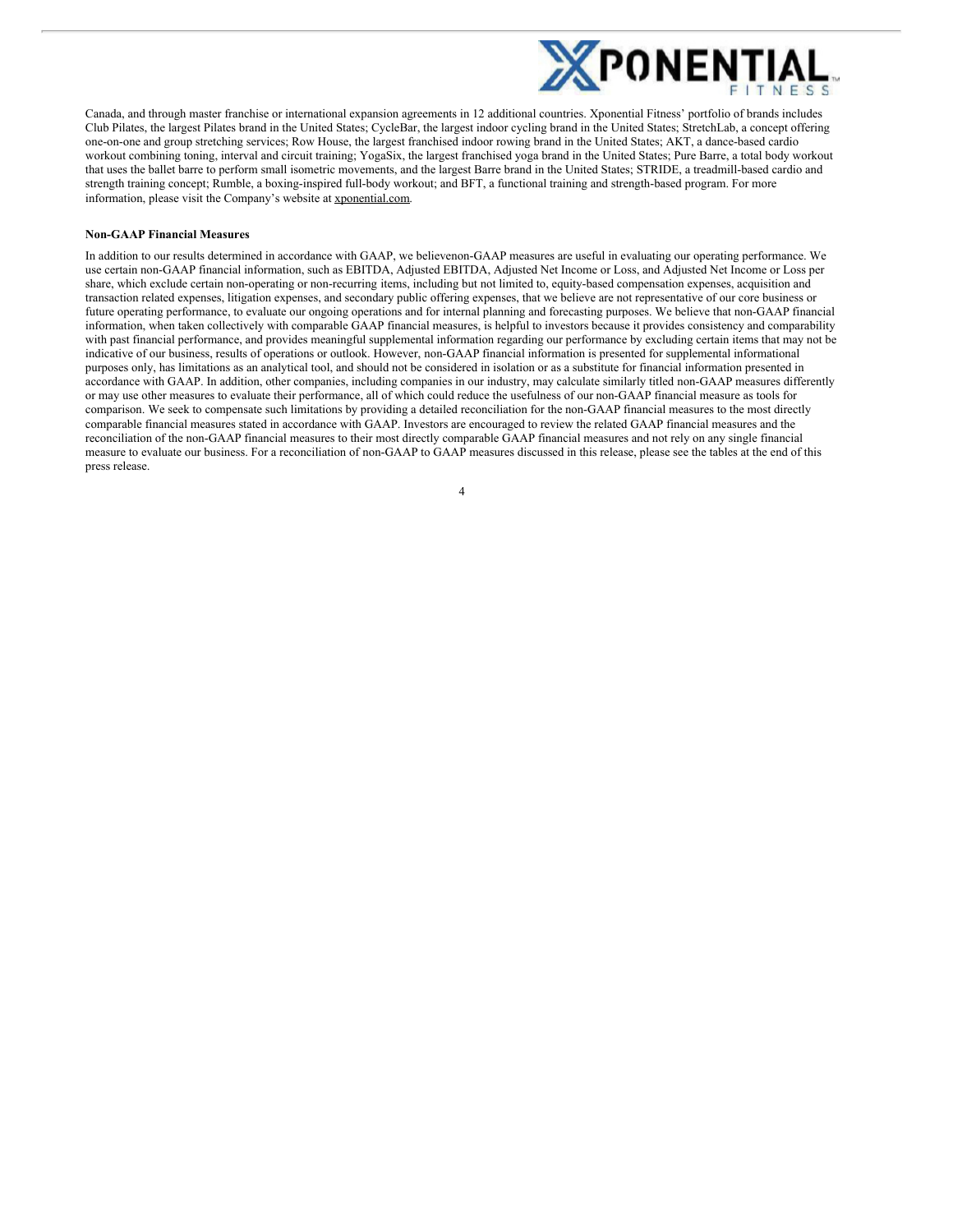Canada, and through master franchise or international expansion agreements in 12 additional countries. Xponential Fitness' portfolio of brands includes Club Pilates, the largest Pilates brand in the United States; CycleBar, the largest indoor cycling brand in the United States; StretchLab, a concept offering one-on-one and group stretching services; Row House, the largest franchised indoor rowing brand in the United States; AKT, a dance-based cardio workout combining toning, interval and circuit training; YogaSix, the largest franchised yoga brand in the United States; Pure Barre, a total body workout that uses the ballet barre to perform small isometric movements, and the largest Barre brand in the United States; STRIDE, a treadmill-based cardio and strength training concept; Rumble, a boxing-inspired full-body workout; and BFT, a functional training and strength-based program. For more information, please visit the Company's website at xponential.com.

**Non-GAAP Financial Measures**

In addition to our results determined in accordance with GAAP, we believenon-GAAP measures are useful in evaluating our operating performance. We use certain non-GAAP financial information, such as EBITDA, Adjusted EBITDA, Adjusted Net Income or Loss, and Adjusted Net Income or Loss per share, which exclude certain non-operating or non-recurring items, including but not limited to, equity-based compensation expenses, acquisition and transaction related expenses, litigation expenses, and secondary public offering expenses, that we believe are not representative of our core business or future operating performance, to evaluate our ongoing operations and for internal planning and forecasting purposes. We believe that non-GAAP financial information, when taken collectively with comparable GAAP financial measures, is helpful to investors because it provides consistency and comparability with past financial performance, and provides meaningful supplemental information regarding our performance by excluding certain items that may not be indicative of our business, results of operations or outlook. However, non-GAAP financial information is presented for supplemental informational purposes only, has limitations as an analytical tool, and should not be considered in isolation or as a substitute for financial information presented in accordance with GAAP. In addition, other companies, including companies in our industry, may calculate similarly titled non-GAAP measures differently or may use other measures to evaluate their performance, all of which could reduce the usefulness of our non-GAAP financial measure as tools for comparison. We seek to compensate such limitations by providing a detailed reconciliation for the non-GAAP financial measures to the most directly comparable financial measures stated in accordance with GAAP. Investors are encouraged to review the related GAAP financial measures and the reconciliation of the non-GAAP financial measures to their most directly comparable GAAP financial measures and not rely on any single financial measure to evaluate our business. For a reconciliation of non-GAAP to GAAP measures discussed in this release, please see the tables at the end of this press release.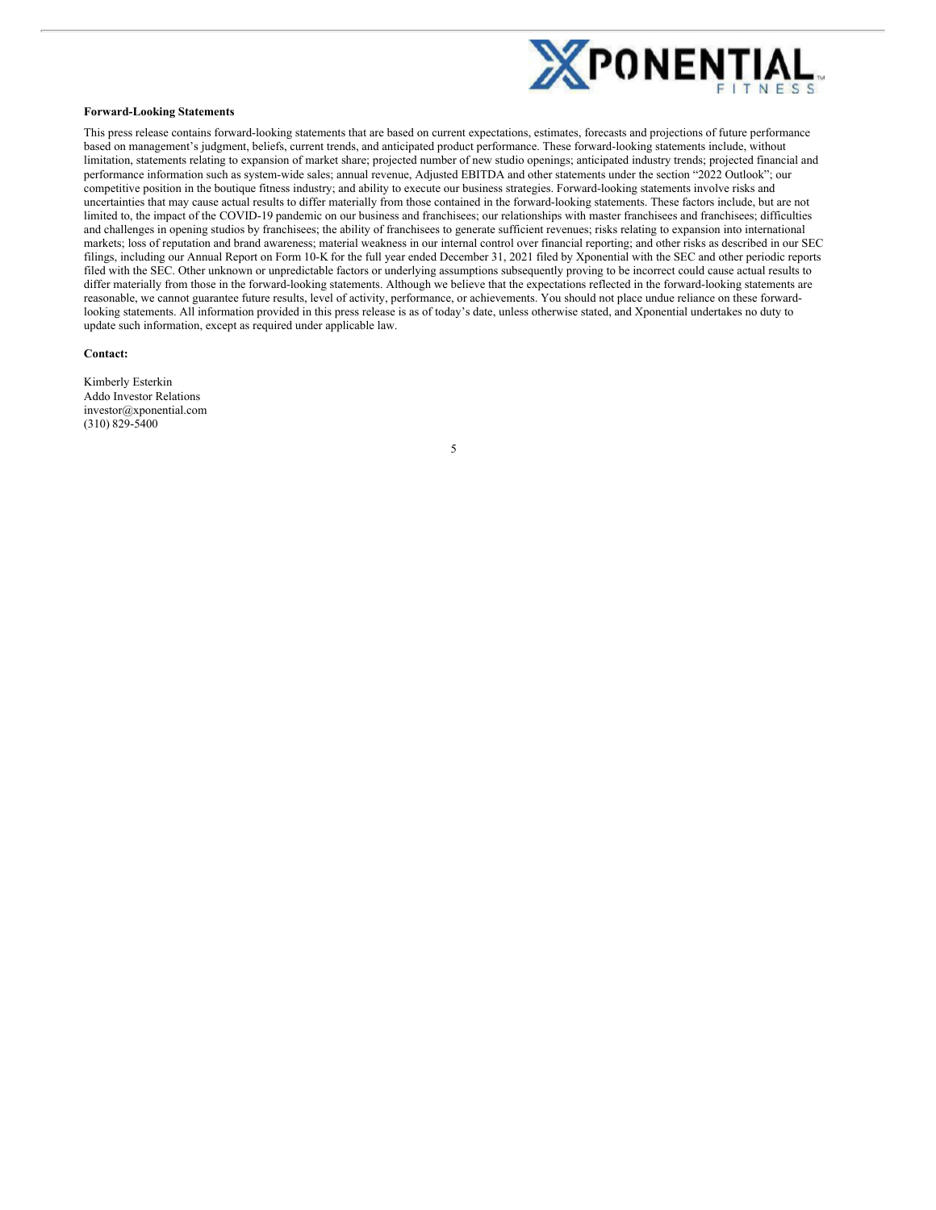**Forward-Looking Statements**

This press release contains forward-looking statements that are based on current expectations, estimates, forecasts and projections of future performance based on management's judgment, beliefs, current trends, and anticipated product performance. These forward-looking statements include, without limitation, statements relating to expansion of market share; projected number of new studio openings; anticipated industry trends; projected financial and performance information such as system-wide sales; annual revenue, Adjusted EBITDA and other statements under the section "2022 Outlook"; our competitive position in the boutique fitness industry; and ability to execute our business strategies. Forward-looking statements involve risks and uncertainties that may cause actual results to differ materially from those contained in the forward-looking statements. These factors include, but are not limited to, the impact of the COVID-19 pandemic on our business and franchisees; our relationships with master franchisees and franchisees; difficulties and challenges in opening studios by franchisees; the ability of franchisees to generate sufficient revenues; risks relating to expansion into international markets; loss of reputation and brand awareness; material weakness in our internal control over financial reporting; and other risks as described in our SEC filings, including our Annual Report on Form 10-K for the full year ended December 31, 2021 filed by Xponential with the SEC and other periodic reports filed with the SEC. Other unknown or unpredictable factors or underlying assumptions subsequently proving to be incorrect could cause actual results to differ materially from those in the forward-looking statements. Although we believe that the expectations reflected in the forward-looking statements are reasonable, we cannot guarantee future results, level of activity, performance, or achievements. You should not place undue reliance on these forward-looking statements. All information provided in this press release is as of today's date, unless otherwise stated, and Xponential undertakes no duty to update such information, except as required under applicable law.

**Contact:**

Kimberly Esterkin
Addo Investor Relations
investor@xponential.com
(310) 829-5400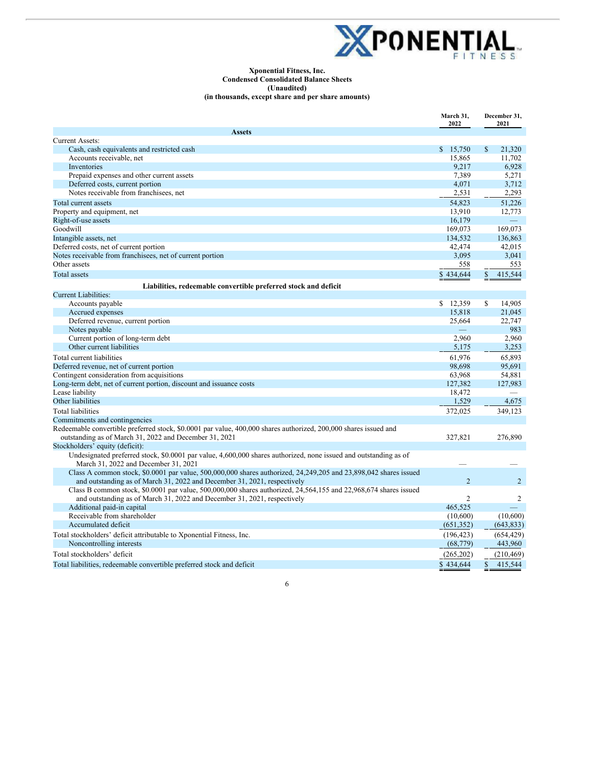**Xponential Fitness, Inc.**
**Condensed Consolidated Balance Sheets**
**(Unaudited)**
**(in thousands, except share and per share amounts)**

| | March 31, 2022 | December 31, 2021 |
|---|---|---|
| **Assets** | | |
| Current Assets: | | |
| Cash, cash equivalents and restricted cash | $ 15,750 | $ 21,320 |
| Accounts receivable, net | 15,865 | 11,702 |
| Inventories | 9,217 | 6,928 |
| Prepaid expenses and other current assets | 7,389 | 5,271 |
| Deferred costs, current portion | 4,071 | 3,712 |
| Notes receivable from franchisees, net | 2,531 | 2,293 |
| Total current assets | 54,823 | 51,226 |
| Property and equipment, net | 13,910 | 12,773 |
| Right-of-use assets | 16,179 | — |
| Goodwill | 169,073 | 169,073 |
| Intangible assets, net | 134,532 | 136,863 |
| Deferred costs, net of current portion | 42,474 | 42,015 |
| Notes receivable from franchisees, net of current portion | 3,095 | 3,041 |
| Other assets | 558 | 553 |
| Total assets | $ 434,644 | $ 415,544 |
| **Liabilities, redeemable convertible preferred stock and deficit** | | |
| Current Liabilities: | | |
| Accounts payable | $ 12,359 | $ 14,905 |
| Accrued expenses | 15,818 | 21,045 |
| Deferred revenue, current portion | 25,664 | 22,747 |
| Notes payable | — | 983 |
| Current portion of long-term debt | 2,960 | 2,960 |
| Other current liabilities | 5,175 | 3,253 |
| Total current liabilities | 61,976 | 65,893 |
| Deferred revenue, net of current portion | 98,698 | 95,691 |
| Contingent consideration from acquisitions | 63,968 | 54,881 |
| Long-term debt, net of current portion, discount and issuance costs | 127,382 | 127,983 |
| Lease liability | 18,472 | — |
| Other liabilities | 1,529 | 4,675 |
| Total liabilities | 372,025 | 349,123 |
| Commitments and contingencies | | |
| Redeemable convertible preferred stock, $0.0001 par value, 400,000 shares authorized, 200,000 shares issued and outstanding as of March 31, 2022 and December 31, 2021 | 327,821 | 276,890 |
| Stockholders' equity (deficit): | | |
| Undesignated preferred stock, $0.0001 par value, 4,600,000 shares authorized, none issued and outstanding as of March 31, 2022 and December 31, 2021 | — | — |
| Class A common stock, $0.0001 par value, 500,000,000 shares authorized, 24,249,205 and 23,898,042 shares issued and outstanding as of March 31, 2022 and December 31, 2021, respectively | 2 | 2 |
| Class B common stock, $0.0001 par value, 500,000,000 shares authorized, 24,564,155 and 22,968,674 shares issued and outstanding as of March 31, 2022 and December 31, 2021, respectively | 2 | 2 |
| Additional paid-in capital | 465,525 | — |
| Receivable from shareholder | (10,600) | (10,600) |
| Accumulated deficit | (651,352) | (643,833) |
| Total stockholders' deficit attributable to Xponential Fitness, Inc. | (196,423) | (654,429) |
| Noncontrolling interests | (68,779) | 443,960 |
| Total stockholders' deficit | (265,202) | (210,469) |
| Total liabilities, redeemable convertible preferred stock and deficit | $ 434,644 | $ 415,544 |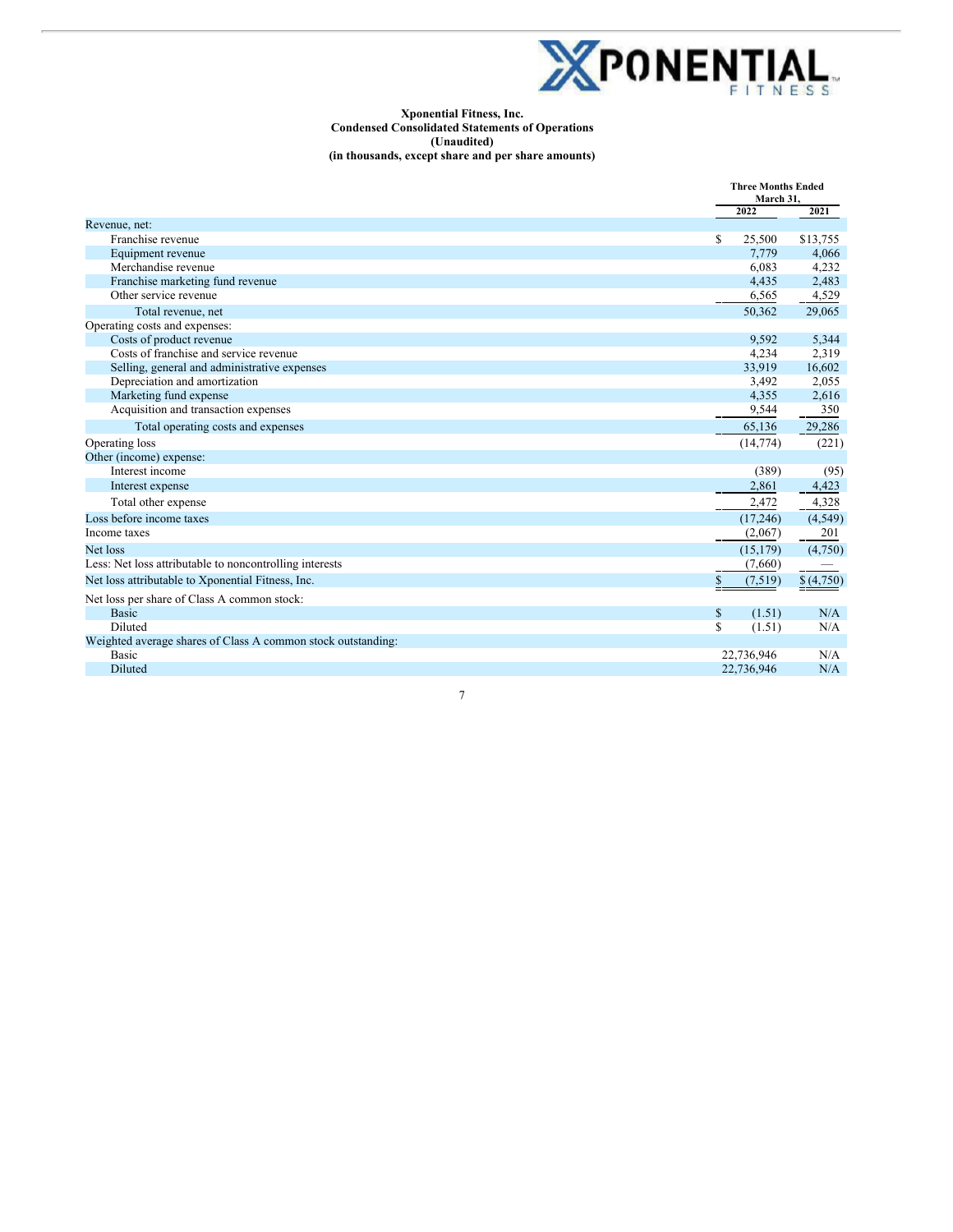**Xponential Fitness, Inc.**
**Condensed Consolidated Statements of Operations**
**(Unaudited)**
**(in thousands, except share and per share amounts)**

| | Three Months Ended March 31, | |
|---|---|---|
| | 2022 | 2021 |
| Revenue, net: | | |
| Franchise revenue | $ 25,500 | $13,755 |
| Equipment revenue | 7,779 | 4,066 |
| Merchandise revenue | 6,083 | 4,232 |
| Franchise marketing fund revenue | 4,435 | 2,483 |
| Other service revenue | 6,565 | 4,529 |
| Total revenue, net | 50,362 | 29,065 |
| Operating costs and expenses: | | |
| Costs of product revenue | 9,592 | 5,344 |
| Costs of franchise and service revenue | 4,234 | 2,319 |
| Selling, general and administrative expenses | 33,919 | 16,602 |
| Depreciation and amortization | 3,492 | 2,055 |
| Marketing fund expense | 4,355 | 2,616 |
| Acquisition and transaction expenses | 9,544 | 350 |
| Total operating costs and expenses | 65,136 | 29,286 |
| Operating loss | (14,774) | (221) |
| Other (income) expense: | | |
| Interest income | (389) | (95) |
| Interest expense | 2,861 | 4,423 |
| Total other expense | 2,472 | 4,328 |
| Loss before income taxes | (17,246) | (4,549) |
| Income taxes | (2,067) | 201 |
| Net loss | (15,179) | (4,750) |
| Less: Net loss attributable to noncontrolling interests | (7,660) | — |
| Net loss attributable to Xponential Fitness, Inc. | $ (7,519) | $ (4,750) |
| Net loss per share of Class A common stock: | | |
| Basic | $ (1.51) | N/A |
| Diluted | $ (1.51) | N/A |
| Weighted average shares of Class A common stock outstanding: | | |
| Basic | 22,736,946 | N/A |
| Diluted | 22,736,946 | N/A |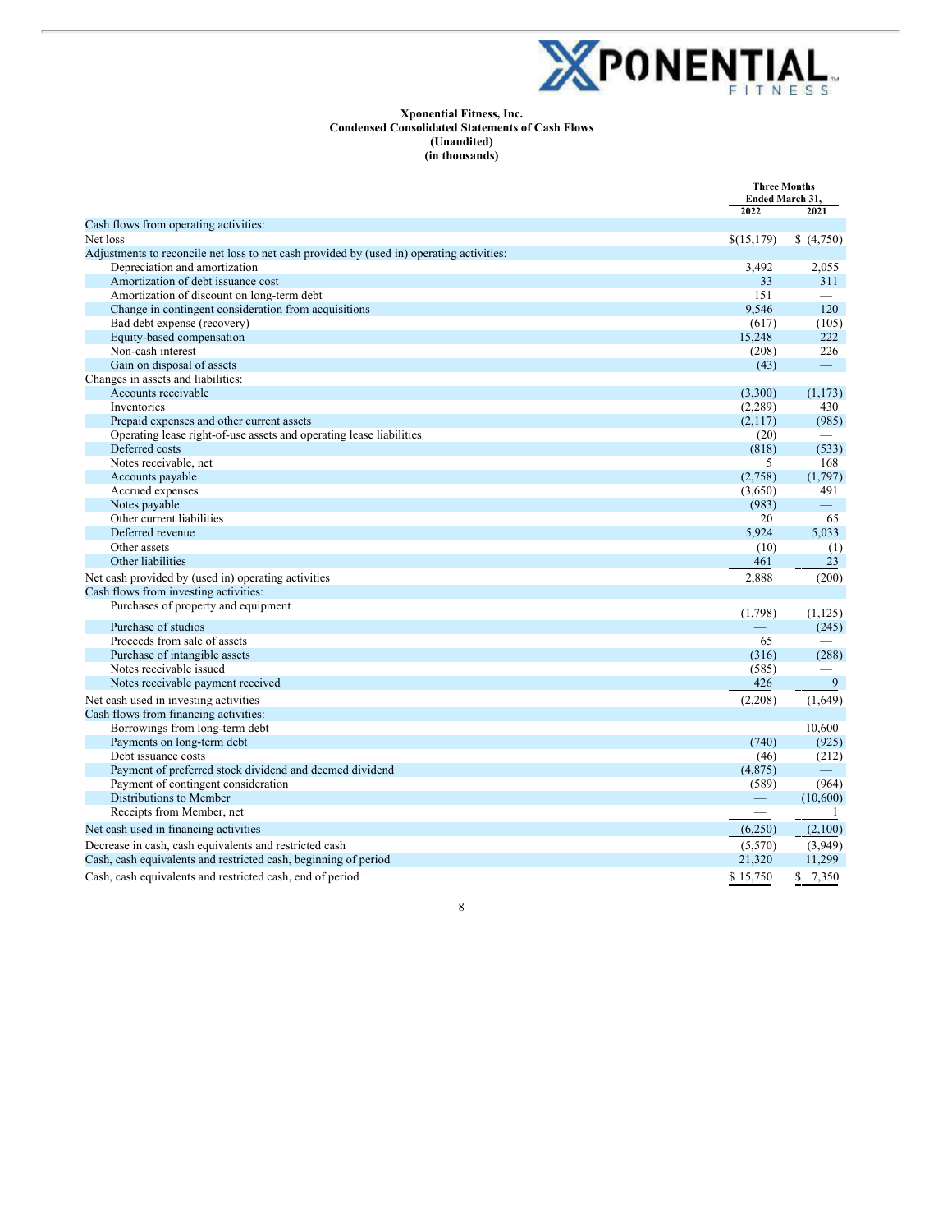**Xponential Fitness, Inc.**
**Condensed Consolidated Statements of Cash Flows**
**(Unaudited)**
**(in thousands)**

| | Three Months Ended March 31, | |
|---|---|---|
| | 2022 | 2021 |
| Cash flows from operating activities: | | |
| Net loss | $(15,179) | $ (4,750) |
| Adjustments to reconcile net loss to net cash provided by (used in) operating activities: | | |
| Depreciation and amortization | 3,492 | 2,055 |
| Amortization of debt issuance cost | 33 | 311 |
| Amortization of discount on long-term debt | 151 | — |
| Change in contingent consideration from acquisitions | 9,546 | 120 |
| Bad debt expense (recovery) | (617) | (105) |
| Equity-based compensation | 15,248 | 222 |
| Non-cash interest | (208) | 226 |
| Gain on disposal of assets | (43) | — |
| Changes in assets and liabilities: | | |
| Accounts receivable | (3,300) | (1,173) |
| Inventories | (2,289) | 430 |
| Prepaid expenses and other current assets | (2,117) | (985) |
| Operating lease right-of-use assets and operating lease liabilities | (20) | — |
| Deferred costs | (818) | (533) |
| Notes receivable, net | 5 | 168 |
| Accounts payable | (2,758) | (1,797) |
| Accrued expenses | (3,650) | 491 |
| Notes payable | (983) | — |
| Other current liabilities | 20 | 65 |
| Deferred revenue | 5,924 | 5,033 |
| Other assets | (10) | (1) |
| Other liabilities | 461 | 23 |
| Net cash provided by (used in) operating activities | 2,888 | (200) |
| Cash flows from investing activities: | | |
| Purchases of property and equipment | (1,798) | (1,125) |
| Purchase of studios | — | (245) |
| Proceeds from sale of assets | 65 | — |
| Purchase of intangible assets | (316) | (288) |
| Notes receivable issued | (585) | — |
| Notes receivable payment received | 426 | 9 |
| Net cash used in investing activities | (2,208) | (1,649) |
| Cash flows from financing activities: | | |
| Borrowings from long-term debt | — | 10,600 |
| Payments on long-term debt | (740) | (925) |
| Debt issuance costs | (46) | (212) |
| Payment of preferred stock dividend and deemed dividend | (4,875) | — |
| Payment of contingent consideration | (589) | (964) |
| Distributions to Member | — | (10,600) |
| Receipts from Member, net | — | 1 |
| Net cash used in financing activities | (6,250) | (2,100) |
| Decrease in cash, cash equivalents and restricted cash | (5,570) | (3,949) |
| Cash, cash equivalents and restricted cash, beginning of period | 21,320 | 11,299 |
| Cash, cash equivalents and restricted cash, end of period | $ 15,750 | $ 7,350 |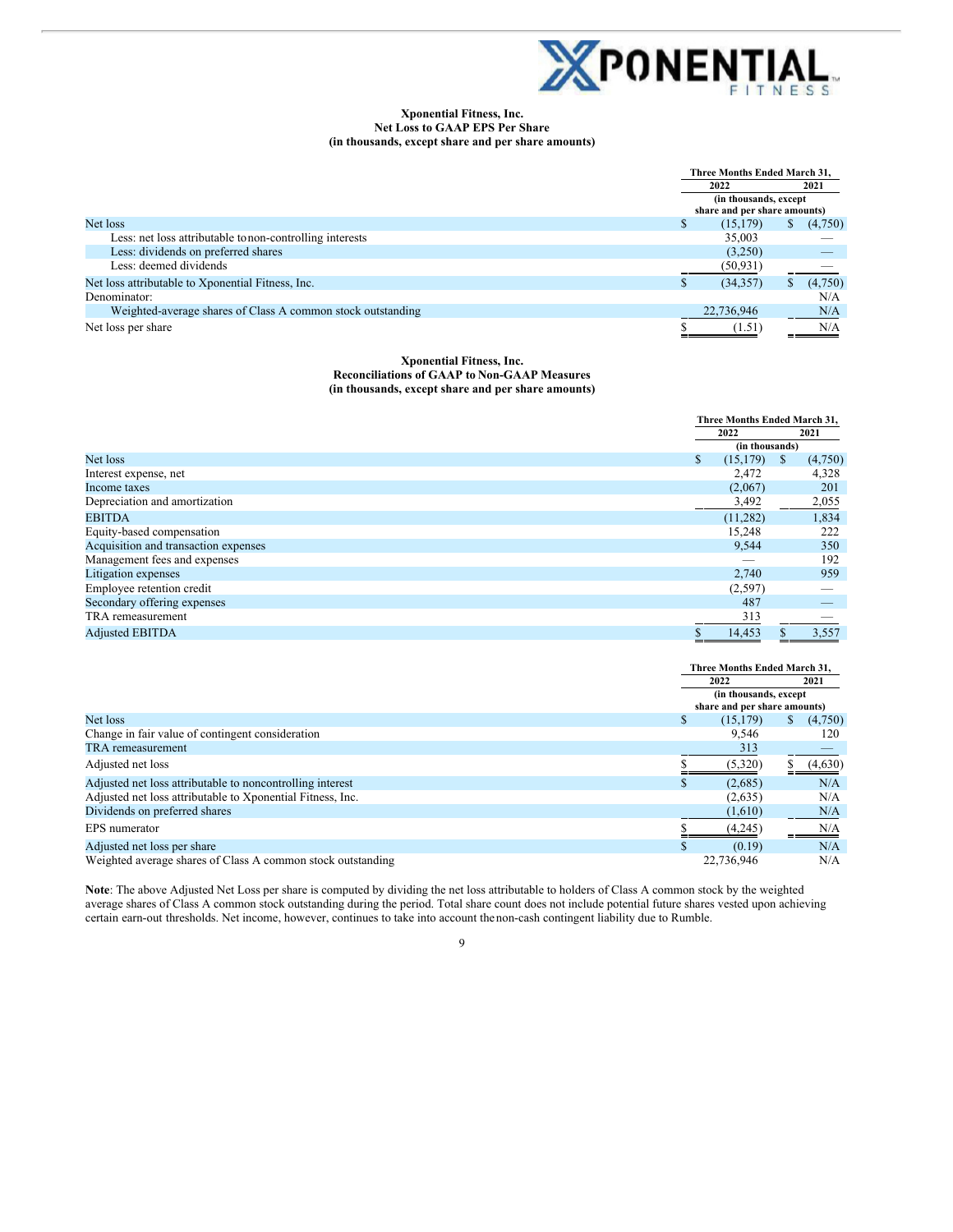**Xponential Fitness, Inc.**
**Net Loss to GAAP EPS Per Share**
**(in thousands, except share and per share amounts)**

| | Three Months Ended March 31, 2022 | Three Months Ended March 31, 2021 |
|---|---|---|
| | (in thousands, except share and per share amounts) | |
| Net loss | $ (15,179) | $ (4,750) |
| Less: net loss attributable to non-controlling interests | 35,003 | — |
| Less: dividends on preferred shares | (3,250) | — |
| Less: deemed dividends | (50,931) | — |
| Net loss attributable to Xponential Fitness, Inc. | $ (34,357) | $ (4,750) |
| Denominator: | | N/A |
| Weighted-average shares of Class A common stock outstanding | 22,736,946 | N/A |
| Net loss per share | $ (1.51) | N/A |

**Xponential Fitness, Inc.**
**Reconciliations of GAAP to Non-GAAP Measures**
**(in thousands, except share and per share amounts)**

| | Three Months Ended March 31, 2022 | Three Months Ended March 31, 2021 |
|---|---|---|
| | (in thousands) | |
| Net loss | $ (15,179) | $ (4,750) |
| Interest expense, net | 2,472 | 4,328 |
| Income taxes | (2,067) | 201 |
| Depreciation and amortization | 3,492 | 2,055 |
| EBITDA | (11,282) | 1,834 |
| Equity-based compensation | 15,248 | 222 |
| Acquisition and transaction expenses | 9,544 | 350 |
| Management fees and expenses | — | 192 |
| Litigation expenses | 2,740 | 959 |
| Employee retention credit | (2,597) | — |
| Secondary offering expenses | 487 | — |
| TRA remeasurement | 313 | — |
| Adjusted EBITDA | $ 14,453 | $ 3,557 |

| | Three Months Ended March 31, 2022 | Three Months Ended March 31, 2021 |
|---|---|---|
| | (in thousands, except share and per share amounts) | |
| Net loss | $ (15,179) | $ (4,750) |
| Change in fair value of contingent consideration | 9,546 | 120 |
| TRA remeasurement | 313 | — |
| Adjusted net loss | $ (5,320) | $ (4,630) |
| Adjusted net loss attributable to noncontrolling interest | $ (2,685) | N/A |
| Adjusted net loss attributable to Xponential Fitness, Inc. | (2,635) | N/A |
| Dividends on preferred shares | (1,610) | N/A |
| EPS numerator | $ (4,245) | N/A |
| Adjusted net loss per share | $ (0.19) | N/A |
| Weighted average shares of Class A common stock outstanding | 22,736,946 | N/A |

**Note**: The above Adjusted Net Loss per share is computed by dividing the net loss attributable to holders of Class A common stock by the weighted average shares of Class A common stock outstanding during the period. Total share count does not include potential future shares vested upon achieving certain earn-out thresholds. Net income, however, continues to take into account the non-cash contingent liability due to Rumble.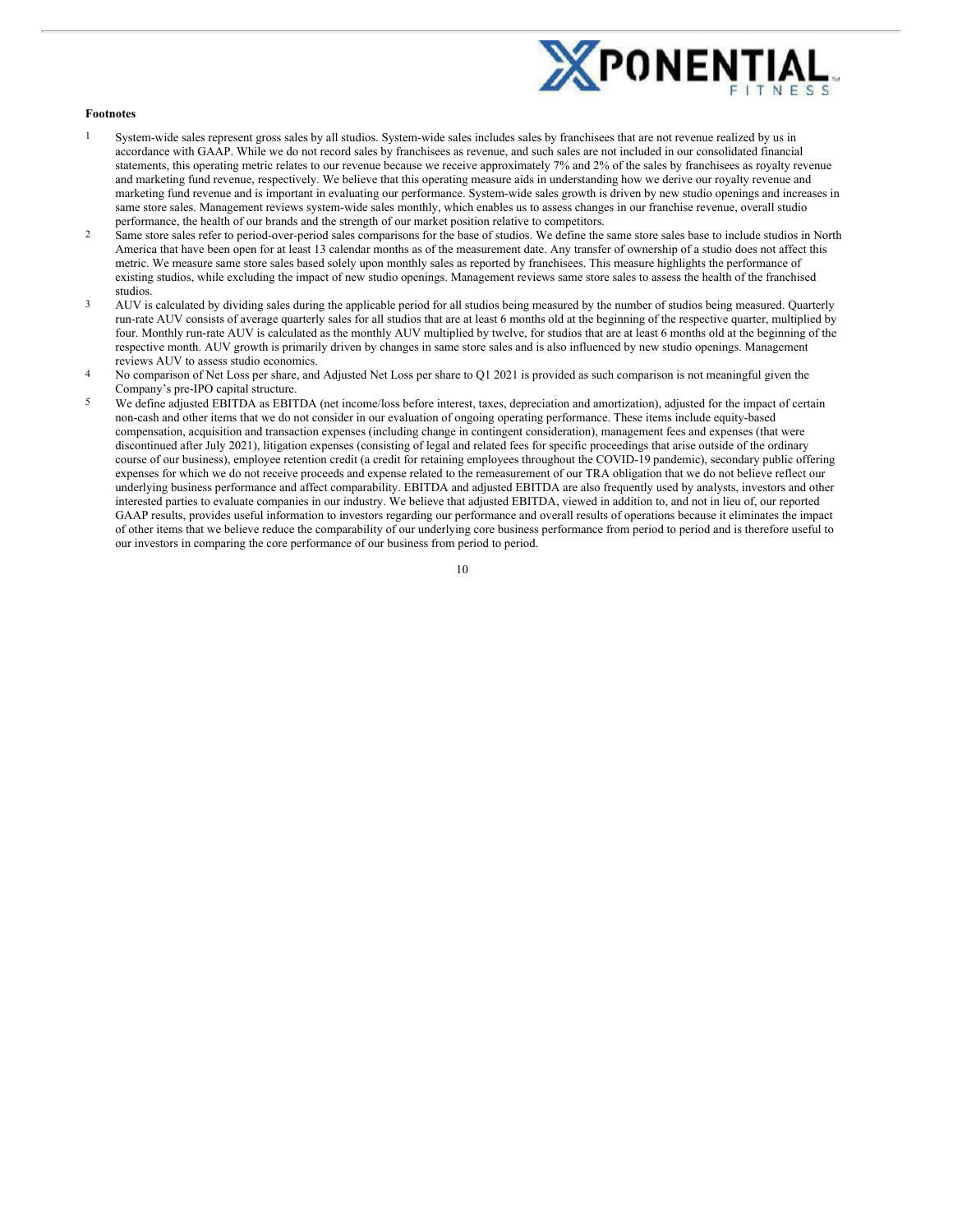**Footnotes**

1. System-wide sales represent gross sales by all studios. System-wide sales includes sales by franchisees that are not revenue realized by us in accordance with GAAP. While we do not record sales by franchisees as revenue, and such sales are not included in our consolidated financial statements, this operating metric relates to our revenue because we receive approximately 7% and 2% of the sales by franchisees as royalty revenue and marketing fund revenue, respectively. We believe that this operating measure aids in understanding how we derive our royalty revenue and marketing fund revenue and is important in evaluating our performance. System-wide sales growth is driven by new studio openings and increases in same store sales. Management reviews system-wide sales monthly, which enables us to assess changes in our franchise revenue, overall studio performance, the health of our brands and the strength of our market position relative to competitors.
2. Same store sales refer to period-over-period sales comparisons for the base of studios. We define the same store sales base to include studios in North America that have been open for at least 13 calendar months as of the measurement date. Any transfer of ownership of a studio does not affect this metric. We measure same store sales based solely upon monthly sales as reported by franchisees. This measure highlights the performance of existing studios, while excluding the impact of new studio openings. Management reviews same store sales to assess the health of the franchised studios.
3. AUV is calculated by dividing sales during the applicable period for all studios being measured by the number of studios being measured. Quarterly run-rate AUV consists of average quarterly sales for all studios that are at least 6 months old at the beginning of the respective quarter, multiplied by four. Monthly run-rate AUV is calculated as the monthly AUV multiplied by twelve, for studios that are at least 6 months old at the beginning of the respective month. AUV growth is primarily driven by changes in same store sales and is also influenced by new studio openings. Management reviews AUV to assess studio economics.
4. No comparison of Net Loss per share, and Adjusted Net Loss per share to Q1 2021 is provided as such comparison is not meaningful given the Company's pre-IPO capital structure.
5. We define adjusted EBITDA as EBITDA (net income/loss before interest, taxes, depreciation and amortization), adjusted for the impact of certain non-cash and other items that we do not consider in our evaluation of ongoing operating performance. These items include equity-based compensation, acquisition and transaction expenses (including change in contingent consideration), management fees and expenses (that were discontinued after July 2021), litigation expenses (consisting of legal and related fees for specific proceedings that arise outside of the ordinary course of our business), employee retention credit (a credit for retaining employees throughout the COVID-19 pandemic), secondary public offering expenses for which we do not receive proceeds and expense related to the remeasurement of our TRA obligation that we do not believe reflect our underlying business performance and affect comparability. EBITDA and adjusted EBITDA are also frequently used by analysts, investors and other interested parties to evaluate companies in our industry. We believe that adjusted EBITDA, viewed in addition to, and not in lieu of, our reported GAAP results, provides useful information to investors regarding our performance and overall results of operations because it eliminates the impact of other items that we believe reduce the comparability of our underlying core business performance from period to period and is therefore useful to our investors in comparing the core performance of our business from period to period.